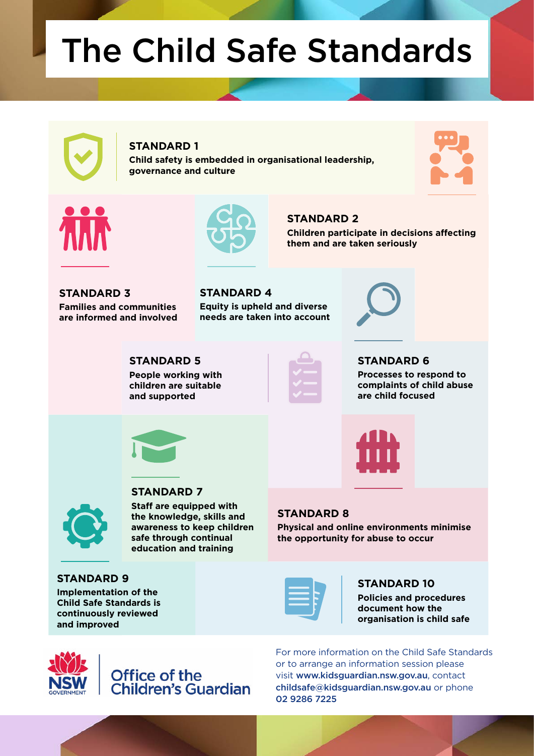# The Child Safe Standards

### STANDARD 1
**Child safety is embedded in organisational leadership, governance and culture**

### STANDARD 2
**Children participate in decisions affecting them and are taken seriously**

### STANDARD 3
**Families and communities are informed and involved**

### STANDARD 4
**Equity is upheld and diverse needs are taken into account**

### STANDARD 5
**People working with children are suitable and supported**

### STANDARD 6
**Processes to respond to complaints of child abuse are child focused**

### STANDARD 7
**Staff are equipped with the knowledge, skills and awareness to keep children safe through continual education and training**

### STANDARD 8
**Physical and online environments minimise the opportunity for abuse to occur**

### STANDARD 9
**Implementation of the Child Safe Standards is continuously reviewed and improved**

### STANDARD 10
**Policies and procedures document how the organisation is child safe**

NSW GOVERNMENT | Office of the Children's Guardian

For more information on the Child Safe Standards or to arrange an information session please visit **www.kidsguardian.nsw.gov.au**, contact **childsafe@kidsguardian.nsw.gov.au** or phone **02 9286 7225**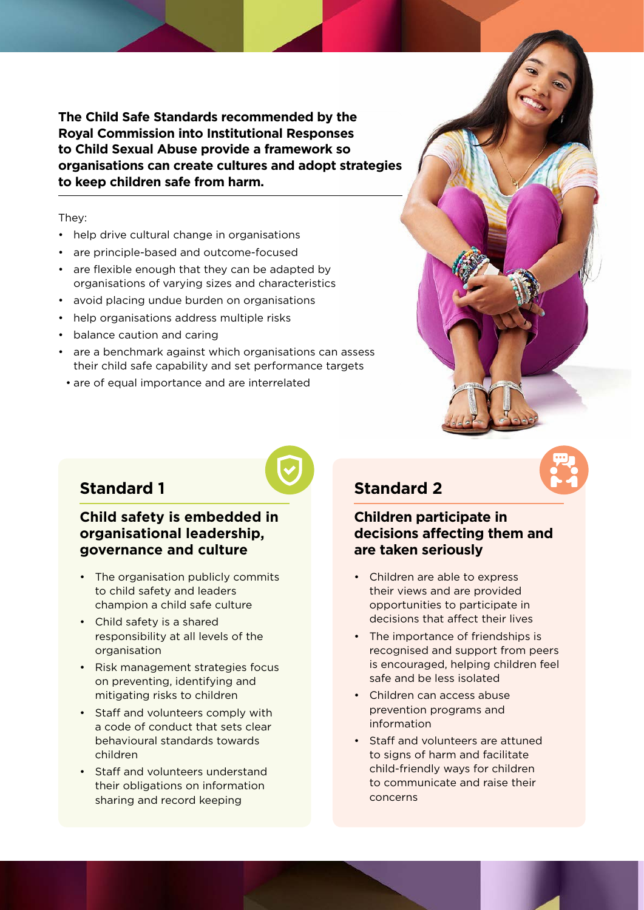**The Child Safe Standards recommended by the Royal Commission into Institutional Responses to Child Sexual Abuse provide a framework so organisations can create cultures and adopt strategies to keep children safe from harm.**

They:

- help drive cultural change in organisations
- are principle-based and outcome-focused
- are flexible enough that they can be adapted by organisations of varying sizes and characteristics
- avoid placing undue burden on organisations
- help organisations address multiple risks
- balance caution and caring
- are a benchmark against which organisations can assess their child safe capability and set performance targets
- are of equal importance and are interrelated

## Standard 1

### Child safety is embedded in organisational leadership, governance and culture

- The organisation publicly commits to child safety and leaders champion a child safe culture
- Child safety is a shared responsibility at all levels of the organisation
- Risk management strategies focus on preventing, identifying and mitigating risks to children
- Staff and volunteers comply with a code of conduct that sets clear behavioural standards towards children
- Staff and volunteers understand their obligations on information sharing and record keeping

## Standard 2

### Children participate in decisions affecting them and are taken seriously

- Children are able to express their views and are provided opportunities to participate in decisions that affect their lives
- The importance of friendships is recognised and support from peers is encouraged, helping children feel safe and be less isolated
- Children can access abuse prevention programs and information
- Staff and volunteers are attuned to signs of harm and facilitate child-friendly ways for children to communicate and raise their concerns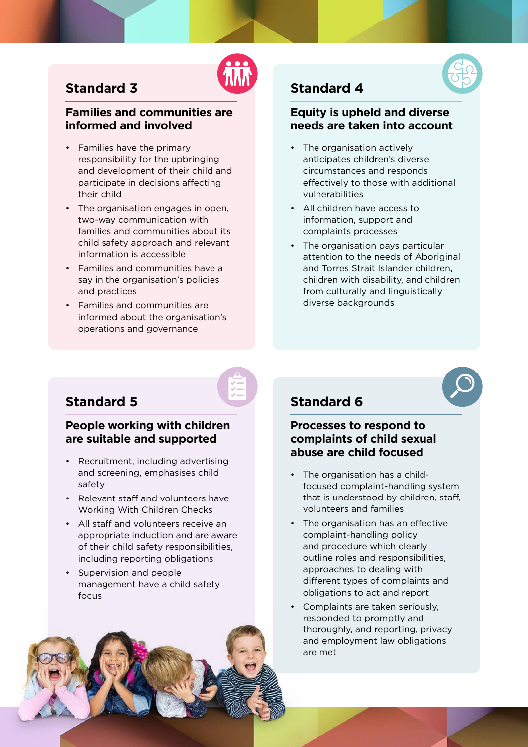## Standard 3

### Families and communities are informed and involved

- Families have the primary responsibility for the upbringing and development of their child and participate in decisions affecting their child
- The organisation engages in open, two-way communication with families and communities about its child safety approach and relevant information is accessible
- Families and communities have a say in the organisation's policies and practices
- Families and communities are informed about the organisation's operations and governance

## Standard 4

### Equity is upheld and diverse needs are taken into account

- The organisation actively anticipates children's diverse circumstances and responds effectively to those with additional vulnerabilities
- All children have access to information, support and complaints processes
- The organisation pays particular attention to the needs of Aboriginal and Torres Strait Islander children, children with disability, and children from culturally and linguistically diverse backgrounds

## Standard 5

### People working with children are suitable and supported

- Recruitment, including advertising and screening, emphasises child safety
- Relevant staff and volunteers have Working With Children Checks
- All staff and volunteers receive an appropriate induction and are aware of their child safety responsibilities, including reporting obligations
- Supervision and people management have a child safety focus

## Standard 6

### Processes to respond to complaints of child sexual abuse are child focused

- The organisation has a child-focused complaint-handling system that is understood by children, staff, volunteers and families
- The organisation has an effective complaint-handling policy and procedure which clearly outline roles and responsibilities, approaches to dealing with different types of complaints and obligations to act and report
- Complaints are taken seriously, responded to promptly and thoroughly, and reporting, privacy and employment law obligations are met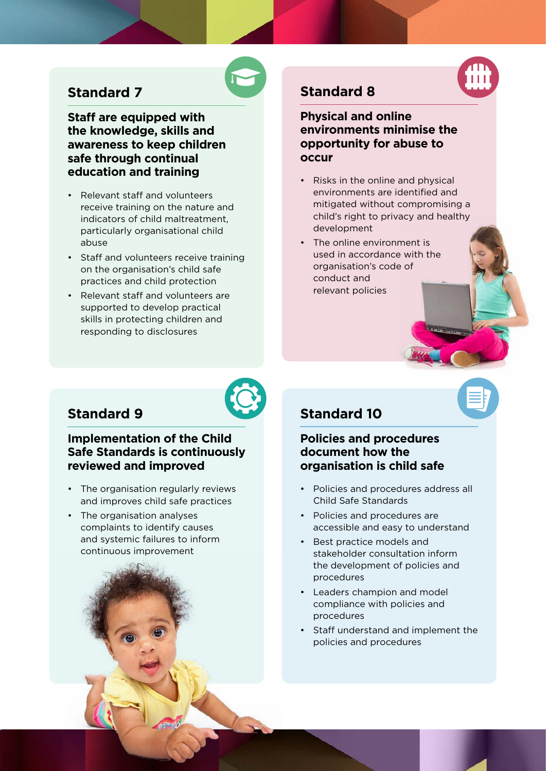## Standard 7

### Staff are equipped with the knowledge, skills and awareness to keep children safe through continual education and training

- Relevant staff and volunteers receive training on the nature and indicators of child maltreatment, particularly organisational child abuse
- Staff and volunteers receive training on the organisation's child safe practices and child protection
- Relevant staff and volunteers are supported to develop practical skills in protecting children and responding to disclosures

## Standard 8

### Physical and online environments minimise the opportunity for abuse to occur

- Risks in the online and physical environments are identified and mitigated without compromising a child's right to privacy and healthy development
- The online environment is used in accordance with the organisation's code of conduct and relevant policies

## Standard 9

### Implementation of the Child Safe Standards is continuously reviewed and improved

- The organisation regularly reviews and improves child safe practices
- The organisation analyses complaints to identify causes and systemic failures to inform continuous improvement

## Standard 10

### Policies and procedures document how the organisation is child safe

- Policies and procedures address all Child Safe Standards
- Policies and procedures are accessible and easy to understand
- Best practice models and stakeholder consultation inform the development of policies and procedures
- Leaders champion and model compliance with policies and procedures
- Staff understand and implement the policies and procedures